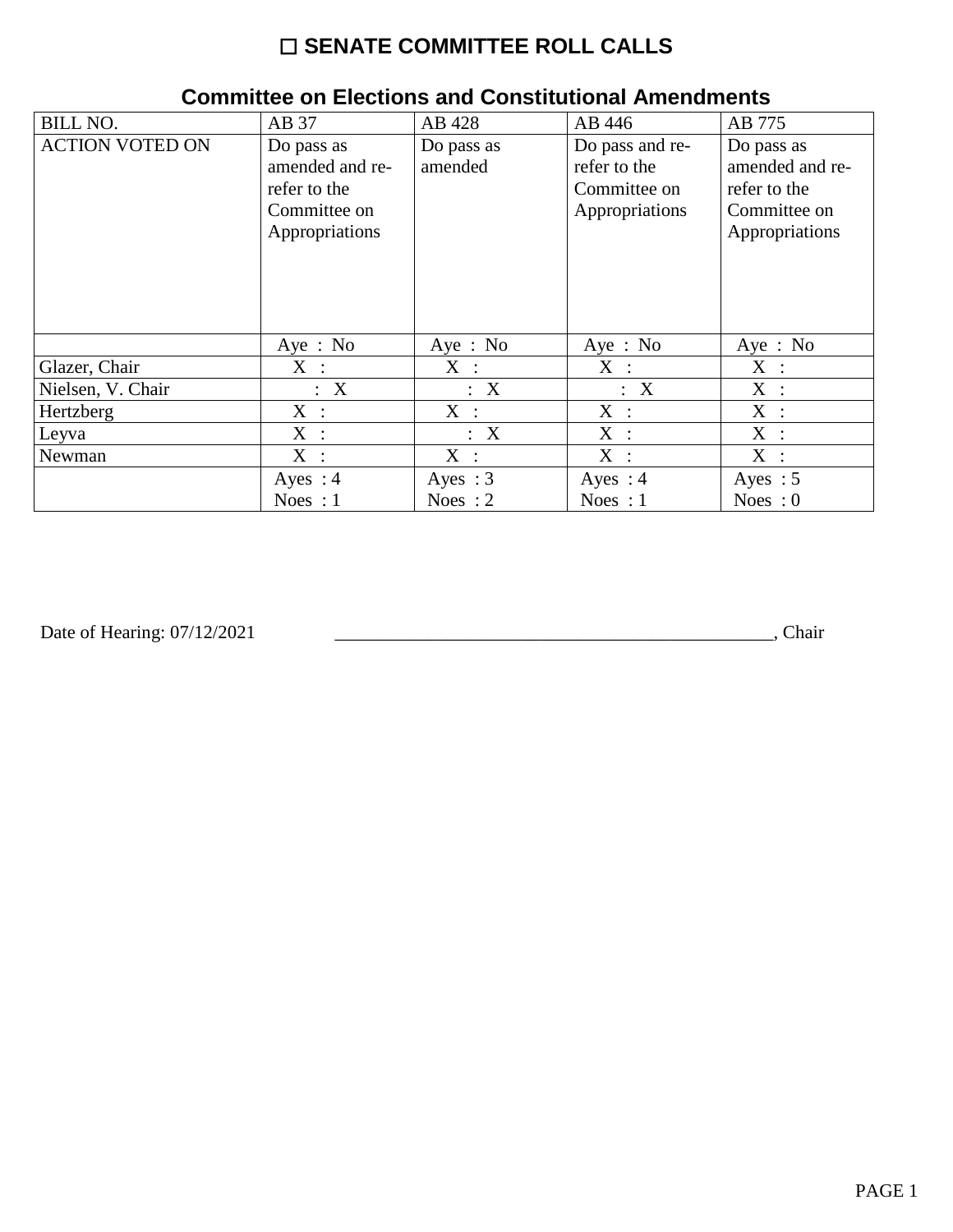# ☐ SENATE COMMITTEE ROLL CALLS

## Committee on Elections and Constitutional Amendments

| BILL NO. | AB 37 | AB 428 | AB 446 | AB 775 |
|---|---|---|---|---|
| ACTION VOTED ON | Do pass as amended and re-refer to the Committee on Appropriations | Do pass as amended | Do pass and re-refer to the Committee on Appropriations | Do pass as amended and re-refer to the Committee on Appropriations |
| | Aye : No | Aye : No | Aye : No | Aye : No |
| Glazer, Chair | X : | X : | X : | X : |
| Nielsen, V. Chair | : X | : X | : X | X : |
| Hertzberg | X : | X : | X : | X : |
| Leyva | X : | : X | X : | X : |
| Newman | X : | X : | X : | X : |
| | Ayes : 4 Noes : 1 | Ayes : 3 Noes : 2 | Ayes : 4 Noes : 1 | Ayes : 5 Noes : 0 |

Date of Hearing: 07/12/2021 _______________________________________________, Chair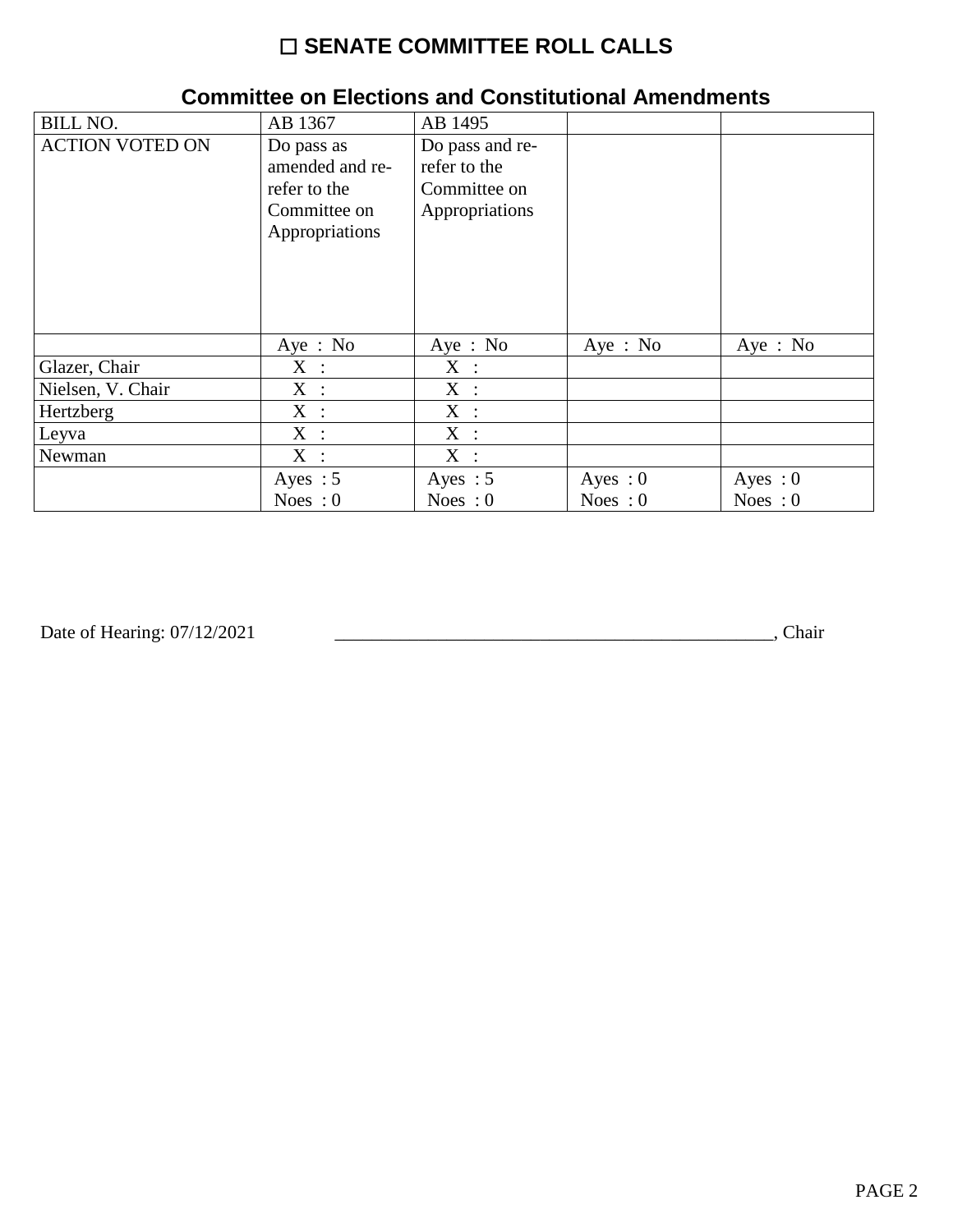# ☐ SENATE COMMITTEE ROLL CALLS

## Committee on Elections and Constitutional Amendments

| BILL NO. | AB 1367 | AB 1495 | | |
|---|---|---|---|---|
| ACTION VOTED ON | Do pass as amended and re-refer to the Committee on Appropriations | Do pass and re-refer to the Committee on Appropriations | | |
| | Aye : No | Aye : No | Aye : No | Aye : No |
| Glazer, Chair | X : | X : | | |
| Nielsen, V. Chair | X : | X : | | |
| Hertzberg | X : | X : | | |
| Leyva | X : | X : | | |
| Newman | X : | X : | | |
| | Ayes : 5<br>Noes : 0 | Ayes : 5<br>Noes : 0 | Ayes : 0<br>Noes : 0 | Ayes : 0<br>Noes : 0 |

Date of Hearing: 07/12/2021 ________________________________________________, Chair